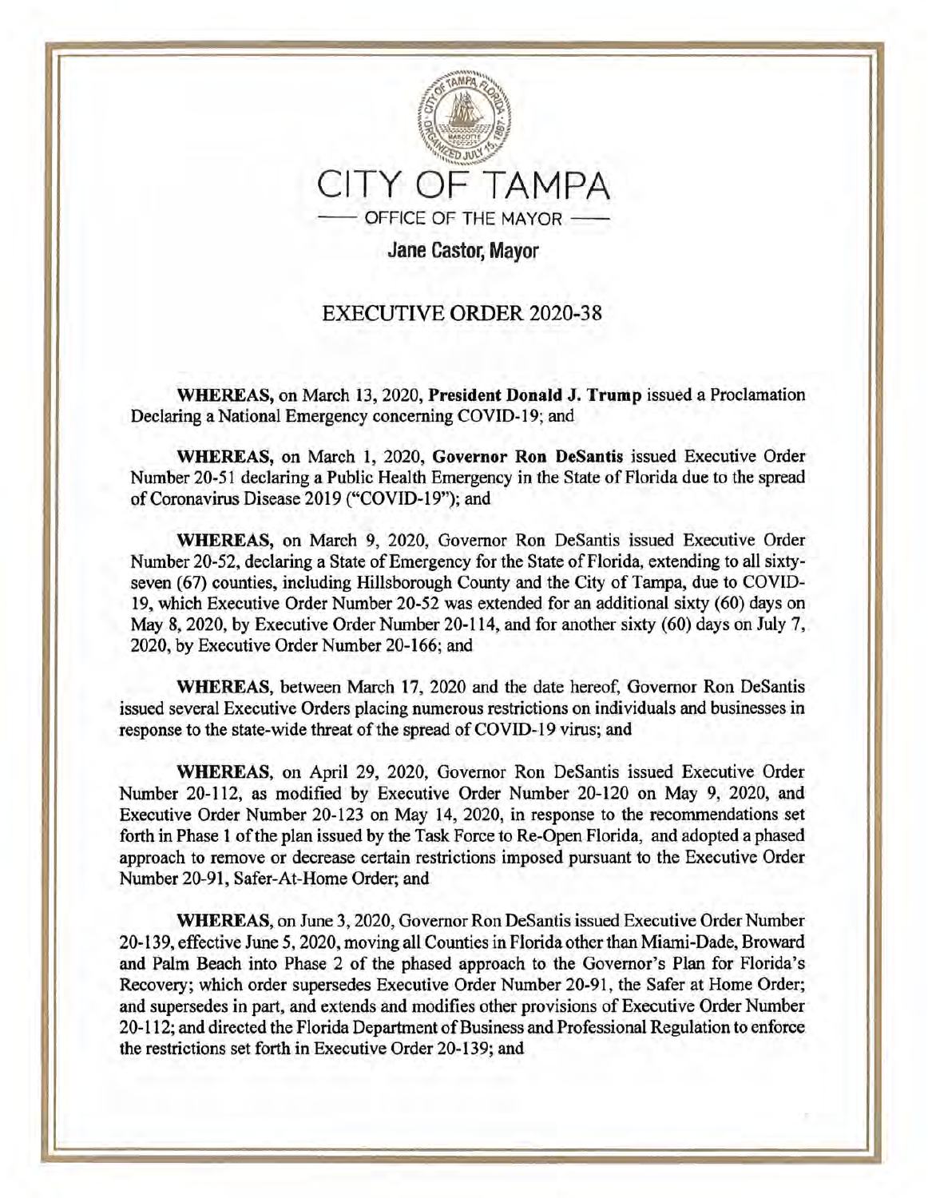# CITY OF TAMPA

OFFICE OF THE MAYOR

**Jane Castor, Mayor**

## EXECUTIVE ORDER 2020-38

**WHEREAS,** on March 13, 2020, **President Donald J. Trump** issued a Proclamation Declaring a National Emergency concerning COVID-19; and

**WHEREAS,** on March 1, 2020, **Governor Ron DeSantis** issued Executive Order Number 20-51 declaring a Public Health Emergency in the State of Florida due to the spread of Coronavirus Disease 2019 ("COVID-19"); and

**WHEREAS,** on March 9, 2020, Governor Ron DeSantis issued Executive Order Number 20-52, declaring a State of Emergency for the State of Florida, extending to all sixty-seven (67) counties, including Hillsborough County and the City of Tampa, due to COVID-19, which Executive Order Number 20-52 was extended for an additional sixty (60) days on May 8, 2020, by Executive Order Number 20-114, and for another sixty (60) days on July 7, 2020, by Executive Order Number 20-166; and

**WHEREAS**, between March 17, 2020 and the date hereof, Governor Ron DeSantis issued several Executive Orders placing numerous restrictions on individuals and businesses in response to the state-wide threat of the spread of COVID-19 virus; and

**WHEREAS**, on April 29, 2020, Governor Ron DeSantis issued Executive Order Number 20-112, as modified by Executive Order Number 20-120 on May 9, 2020, and Executive Order Number 20-123 on May 14, 2020, in response to the recommendations set forth in Phase 1 of the plan issued by the Task Force to Re-Open Florida, and adopted a phased approach to remove or decrease certain restrictions imposed pursuant to the Executive Order Number 20-91, Safer-At-Home Order; and

**WHEREAS**, on June 3, 2020, Governor Ron DeSantis issued Executive Order Number 20-139, effective June 5, 2020, moving all Counties in Florida other than Miami-Dade, Broward and Palm Beach into Phase 2 of the phased approach to the Governor's Plan for Florida's Recovery; which order supersedes Executive Order Number 20-91, the Safer at Home Order; and supersedes in part, and extends and modifies other provisions of Executive Order Number 20-112; and directed the Florida Department of Business and Professional Regulation to enforce the restrictions set forth in Executive Order 20-139; and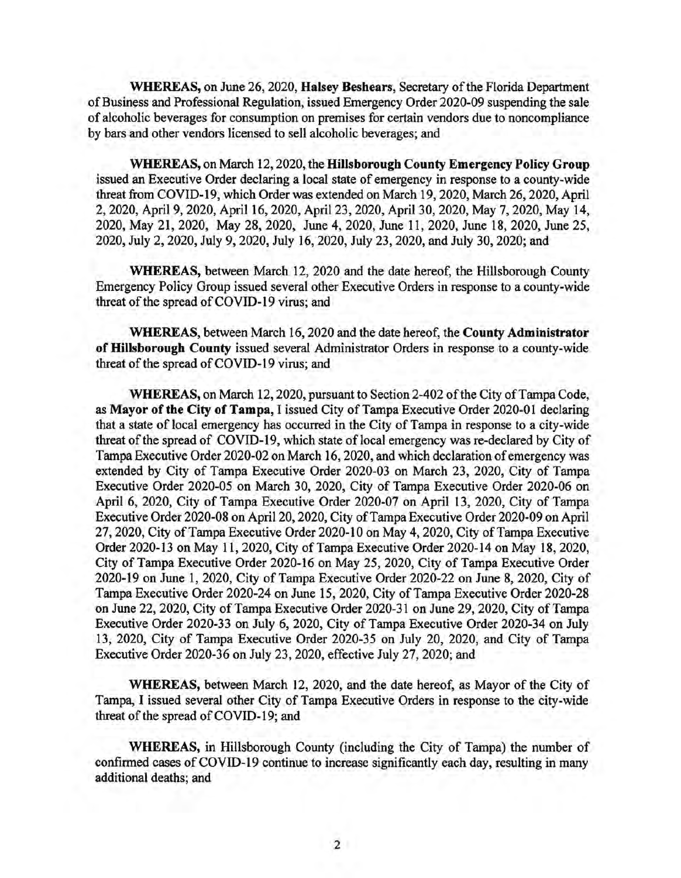**WHEREAS,** on June 26, 2020, **Halsey Beshears**, Secretary of the Florida Department of Business and Professional Regulation, issued Emergency Order 2020-09 suspending the sale of alcoholic beverages for consumption on premises for certain vendors due to noncompliance by bars and other vendors licensed to sell alcoholic beverages; and

**WHEREAS,** on March 12, 2020, the **Hillsborough County Emergency Policy Group** issued an Executive Order declaring a local state of emergency in response to a county-wide threat from COVID-19, which Order was extended on March 19, 2020, March 26, 2020, April 2, 2020, April 9, 2020, April 16, 2020, April 23, 2020, April 30, 2020, May 7, 2020, May 14, 2020, May 21, 2020, May 28, 2020, June 4, 2020, June 11, 2020, June 18, 2020, June 25, 2020, July 2, 2020, July 9, 2020, July 16, 2020, July 23, 2020, and July 30, 2020; and

**WHEREAS,** between March 12, 2020 and the date hereof, the Hillsborough County Emergency Policy Group issued several other Executive Orders in response to a county-wide threat of the spread of COVID-19 virus; and

**WHEREAS,** between March 16, 2020 and the date hereof, the **County Administrator of Hillsborough County** issued several Administrator Orders in response to a county-wide threat of the spread of COVID-19 virus; and

**WHEREAS,** on March 12, 2020, pursuant to Section 2-402 of the City of Tampa Code, as **Mayor of the City of Tampa,** I issued City of Tampa Executive Order 2020-01 declaring that a state of local emergency has occurred in the City of Tampa in response to a city-wide threat of the spread of COVID-19, which state of local emergency was re-declared by City of Tampa Executive Order 2020-02 on March 16, 2020, and which declaration of emergency was extended by City of Tampa Executive Order 2020-03 on March 23, 2020, City of Tampa Executive Order 2020-05 on March 30, 2020, City of Tampa Executive Order 2020-06 on April 6, 2020, City of Tampa Executive Order 2020-07 on April 13, 2020, City of Tampa Executive Order 2020-08 on April 20, 2020, City of Tampa Executive Order 2020-09 on April 27, 2020, City of Tampa Executive Order 2020-10 on May 4, 2020, City of Tampa Executive Order 2020-13 on May 11, 2020, City of Tampa Executive Order 2020-14 on May 18, 2020, City of Tampa Executive Order 2020-16 on May 25, 2020, City of Tampa Executive Order 2020-19 on June 1, 2020, City of Tampa Executive Order 2020-22 on June 8, 2020, City of Tampa Executive Order 2020-24 on June 15, 2020, City of Tampa Executive Order 2020-28 on June 22, 2020, City of Tampa Executive Order 2020-31 on June 29, 2020, City of Tampa Executive Order 2020-33 on July 6, 2020, City of Tampa Executive Order 2020-34 on July 13, 2020, City of Tampa Executive Order 2020-35 on July 20, 2020, and City of Tampa Executive Order 2020-36 on July 23, 2020, effective July 27, 2020; and

**WHEREAS,** between March 12, 2020, and the date hereof, as Mayor of the City of Tampa, I issued several other City of Tampa Executive Orders in response to the city-wide threat of the spread of COVID-19; and

**WHEREAS,** in Hillsborough County (including the City of Tampa) the number of confirmed cases of COVID-19 continue to increase significantly each day, resulting in many additional deaths; and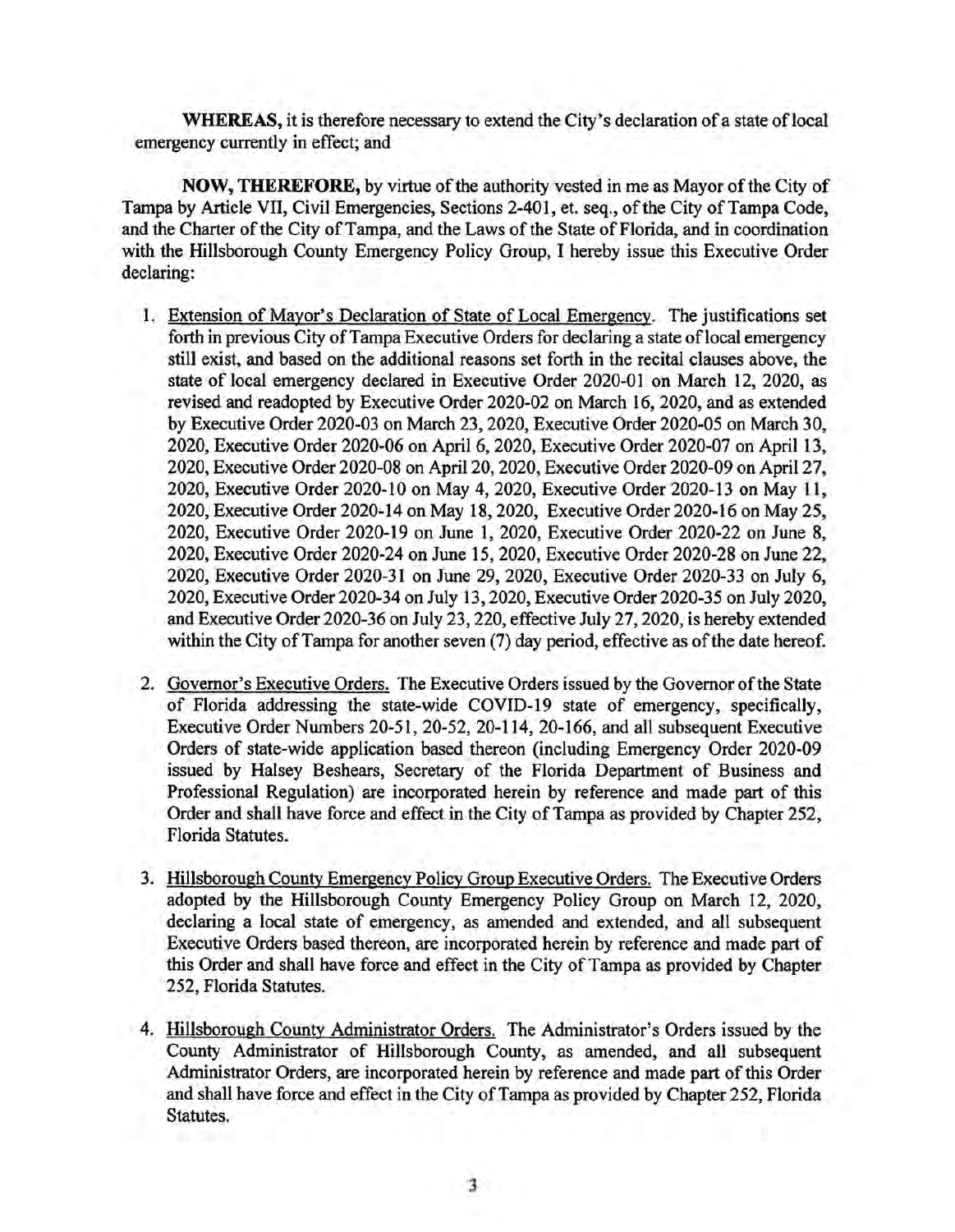**WHEREAS,** it is therefore necessary to extend the City's declaration of a state of local emergency currently in effect; and

**NOW, THEREFORE,** by virtue of the authority vested in me as Mayor of the City of Tampa by Article VII, Civil Emergencies, Sections 2-401, et. seq., of the City of Tampa Code, and the Charter of the City of Tampa, and the Laws of the State of Florida, and in coordination with the Hillsborough County Emergency Policy Group, I hereby issue this Executive Order declaring:

1. Extension of Mayor's Declaration of State of Local Emergency. The justifications set forth in previous City of Tampa Executive Orders for declaring a state of local emergency still exist, and based on the additional reasons set forth in the recital clauses above, the state of local emergency declared in Executive Order 2020-01 on March 12, 2020, as revised and readopted by Executive Order 2020-02 on March 16, 2020, and as extended by Executive Order 2020-03 on March 23, 2020, Executive Order 2020-05 on March 30, 2020, Executive Order 2020-06 on April 6, 2020, Executive Order 2020-07 on April 13, 2020, Executive Order 2020-08 on April 20, 2020, Executive Order 2020-09 on April 27, 2020, Executive Order 2020-10 on May 4, 2020, Executive Order 2020-13 on May 11, 2020, Executive Order 2020-14 on May 18, 2020, Executive Order 2020-16 on May 25, 2020, Executive Order 2020-19 on June 1, 2020, Executive Order 2020-22 on June 8, 2020, Executive Order 2020-24 on June 15, 2020, Executive Order 2020-28 on June 22, 2020, Executive Order 2020-31 on June 29, 2020, Executive Order 2020-33 on July 6, 2020, Executive Order 2020-34 on July 13, 2020, Executive Order 2020-35 on July 2020, and Executive Order 2020-36 on July 23, 220, effective July 27, 2020, is hereby extended within the City of Tampa for another seven (7) day period, effective as of the date hereof.

2. Governor's Executive Orders. The Executive Orders issued by the Governor of the State of Florida addressing the state-wide COVID-19 state of emergency, specifically, Executive Order Numbers 20-51, 20-52, 20-114, 20-166, and all subsequent Executive Orders of state-wide application based thereon (including Emergency Order 2020-09 issued by Halsey Beshears, Secretary of the Florida Department of Business and Professional Regulation) are incorporated herein by reference and made part of this Order and shall have force and effect in the City of Tampa as provided by Chapter 252, Florida Statutes.

3. Hillsborough County Emergency Policy Group Executive Orders. The Executive Orders adopted by the Hillsborough County Emergency Policy Group on March 12, 2020, declaring a local state of emergency, as amended and extended, and all subsequent Executive Orders based thereon, are incorporated herein by reference and made part of this Order and shall have force and effect in the City of Tampa as provided by Chapter 252, Florida Statutes.

4. Hillsborough County Administrator Orders. The Administrator's Orders issued by the County Administrator of Hillsborough County, as amended, and all subsequent Administrator Orders, are incorporated herein by reference and made part of this Order and shall have force and effect in the City of Tampa as provided by Chapter 252, Florida Statutes.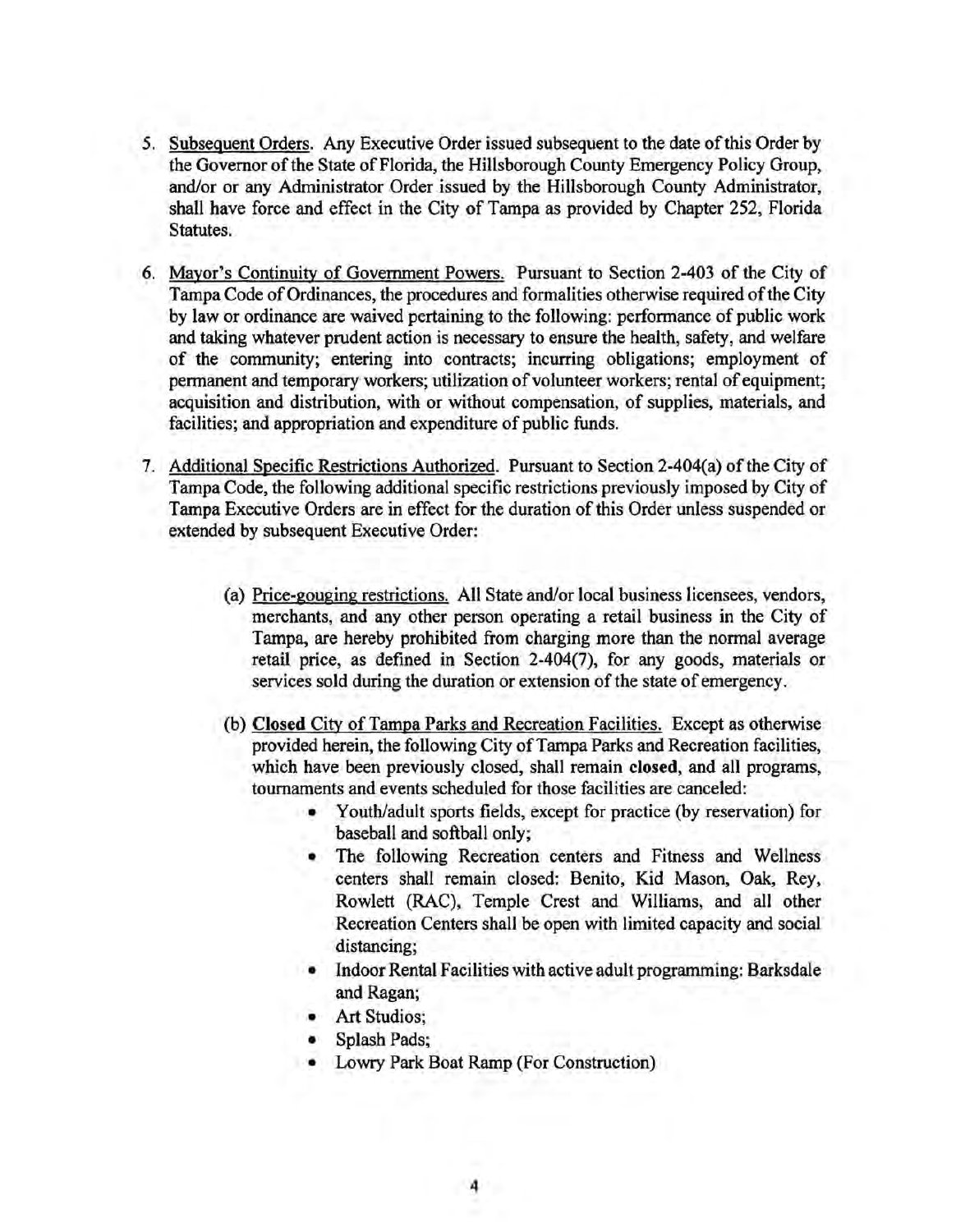5. <u>Subsequent Orders.</u> Any Executive Order issued subsequent to the date of this Order by the Governor of the State of Florida, the Hillsborough County Emergency Policy Group, and/or or any Administrator Order issued by the Hillsborough County Administrator, shall have force and effect in the City of Tampa as provided by Chapter 252, Florida Statutes.

6. <u>Mayor's Continuity of Government Powers.</u> Pursuant to Section 2-403 of the City of Tampa Code of Ordinances, the procedures and formalities otherwise required of the City by law or ordinance are waived pertaining to the following: performance of public work and taking whatever prudent action is necessary to ensure the health, safety, and welfare of the community; entering into contracts; incurring obligations; employment of permanent and temporary workers; utilization of volunteer workers; rental of equipment; acquisition and distribution, with or without compensation, of supplies, materials, and facilities; and appropriation and expenditure of public funds.

7. <u>Additional Specific Restrictions Authorized.</u> Pursuant to Section 2-404(a) of the City of Tampa Code, the following additional specific restrictions previously imposed by City of Tampa Executive Orders are in effect for the duration of this Order unless suspended or extended by subsequent Executive Order:

   (a) <u>Price-gouging restrictions.</u> All State and/or local business licensees, vendors, merchants, and any other person operating a retail business in the City of Tampa, are hereby prohibited from charging more than the normal average retail price, as defined in Section 2-404(7), for any goods, materials or services sold during the duration or extension of the state of emergency.

   (b) **<u>Closed</u>** <u>City of Tampa Parks and Recreation Facilities.</u> Except as otherwise provided herein, the following City of Tampa Parks and Recreation facilities, which have been previously closed, shall remain **closed**, and all programs, tournaments and events scheduled for those facilities are canceled:

   - Youth/adult sports fields, except for practice (by reservation) for baseball and softball only;
   - The following Recreation centers and Fitness and Wellness centers shall remain closed: Benito, Kid Mason, Oak, Rey, Rowlett (RAC), Temple Crest and Williams, and all other Recreation Centers shall be open with limited capacity and social distancing;
   - Indoor Rental Facilities with active adult programming: Barksdale and Ragan;
   - Art Studios;
   - Splash Pads;
   - Lowry Park Boat Ramp (For Construction)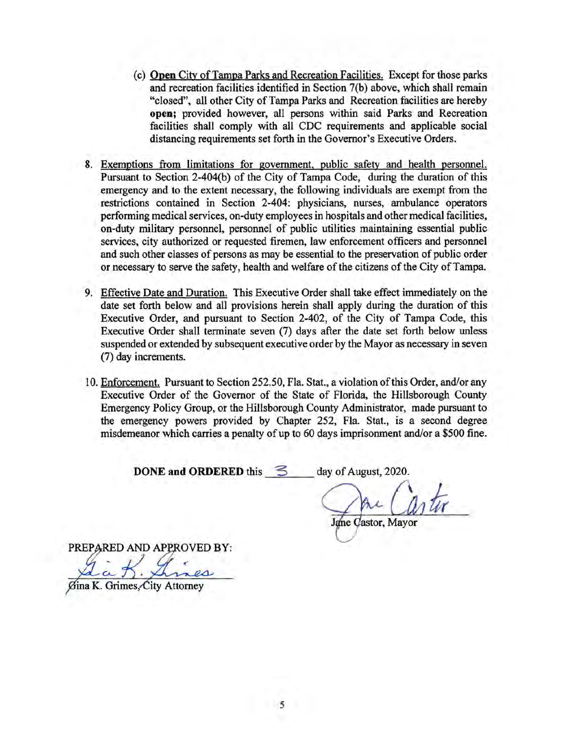(c) <u>**Open** City of Tampa Parks and Recreation Facilities.</u> Except for those parks and recreation facilities identified in Section 7(b) above, which shall remain "closed", all other City of Tampa Parks and Recreation facilities are hereby **open;** provided however, all persons within said Parks and Recreation facilities shall comply with all CDC requirements and applicable social distancing requirements set forth in the Governor's Executive Orders.

8. <u>Exemptions from limitations for government, public safety and health personnel.</u> Pursuant to Section 2-404(b) of the City of Tampa Code, during the duration of this emergency and to the extent necessary, the following individuals are exempt from the restrictions contained in Section 2-404: physicians, nurses, ambulance operators performing medical services, on-duty employees in hospitals and other medical facilities, on-duty military personnel, personnel of public utilities maintaining essential public services, city authorized or requested firemen, law enforcement officers and personnel and such other classes of persons as may be essential to the preservation of public order or necessary to serve the safety, health and welfare of the citizens of the City of Tampa.

9. <u>Effective Date and Duration.</u> This Executive Order shall take effect immediately on the date set forth below and all provisions herein shall apply during the duration of this Executive Order, and pursuant to Section 2-402, of the City of Tampa Code, this Executive Order shall terminate seven (7) days after the date set forth below unless suspended or extended by subsequent executive order by the Mayor as necessary in seven (7) day increments.

10. <u>Enforcement.</u> Pursuant to Section 252.50, Fla. Stat., a violation of this Order, and/or any Executive Order of the Governor of the State of Florida, the Hillsborough County Emergency Policy Group, or the Hillsborough County Administrator, made pursuant to the emergency powers provided by Chapter 252, Fla. Stat., is a second degree misdemeanor which carries a penalty of up to 60 days imprisonment and/or a $500 fine.

**DONE and ORDERED** this 3 day of August, 2020.

Jane Castor, Mayor

PREPARED AND APPROVED BY:

Gina K. Grimes, City Attorney